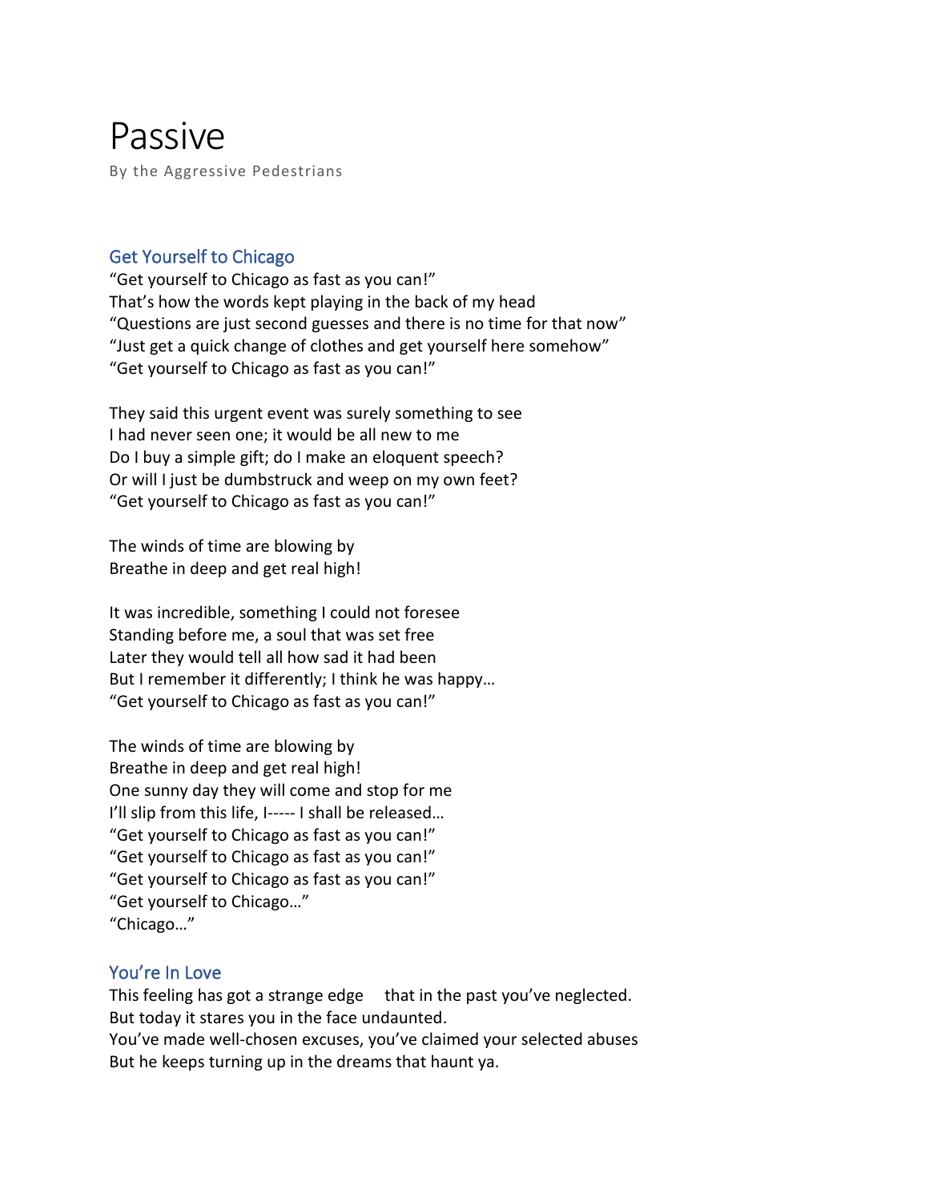# Passive

By the Aggressive Pedestrians

## Get Yourself to Chicago

"Get yourself to Chicago as fast as you can!"
That's how the words kept playing in the back of my head
"Questions are just second guesses and there is no time for that now"
"Just get a quick change of clothes and get yourself here somehow"
"Get yourself to Chicago as fast as you can!"

They said this urgent event was surely something to see
I had never seen one; it would be all new to me
Do I buy a simple gift; do I make an eloquent speech?
Or will I just be dumbstruck and weep on my own feet?
"Get yourself to Chicago as fast as you can!"

The winds of time are blowing by
Breathe in deep and get real high!

It was incredible, something I could not foresee
Standing before me, a soul that was set free
Later they would tell all how sad it had been
But I remember it differently; I think he was happy…
"Get yourself to Chicago as fast as you can!"

The winds of time are blowing by
Breathe in deep and get real high!
One sunny day they will come and stop for me
I'll slip from this life, I----- I shall be released…
"Get yourself to Chicago as fast as you can!"
"Get yourself to Chicago as fast as you can!"
"Get yourself to Chicago as fast as you can!"
"Get yourself to Chicago…"
"Chicago…"

## You're In Love

This feeling has got a strange edge     that in the past you've neglected.
But today it stares you in the face undaunted.
You've made well-chosen excuses, you've claimed your selected abuses
But he keeps turning up in the dreams that haunt ya.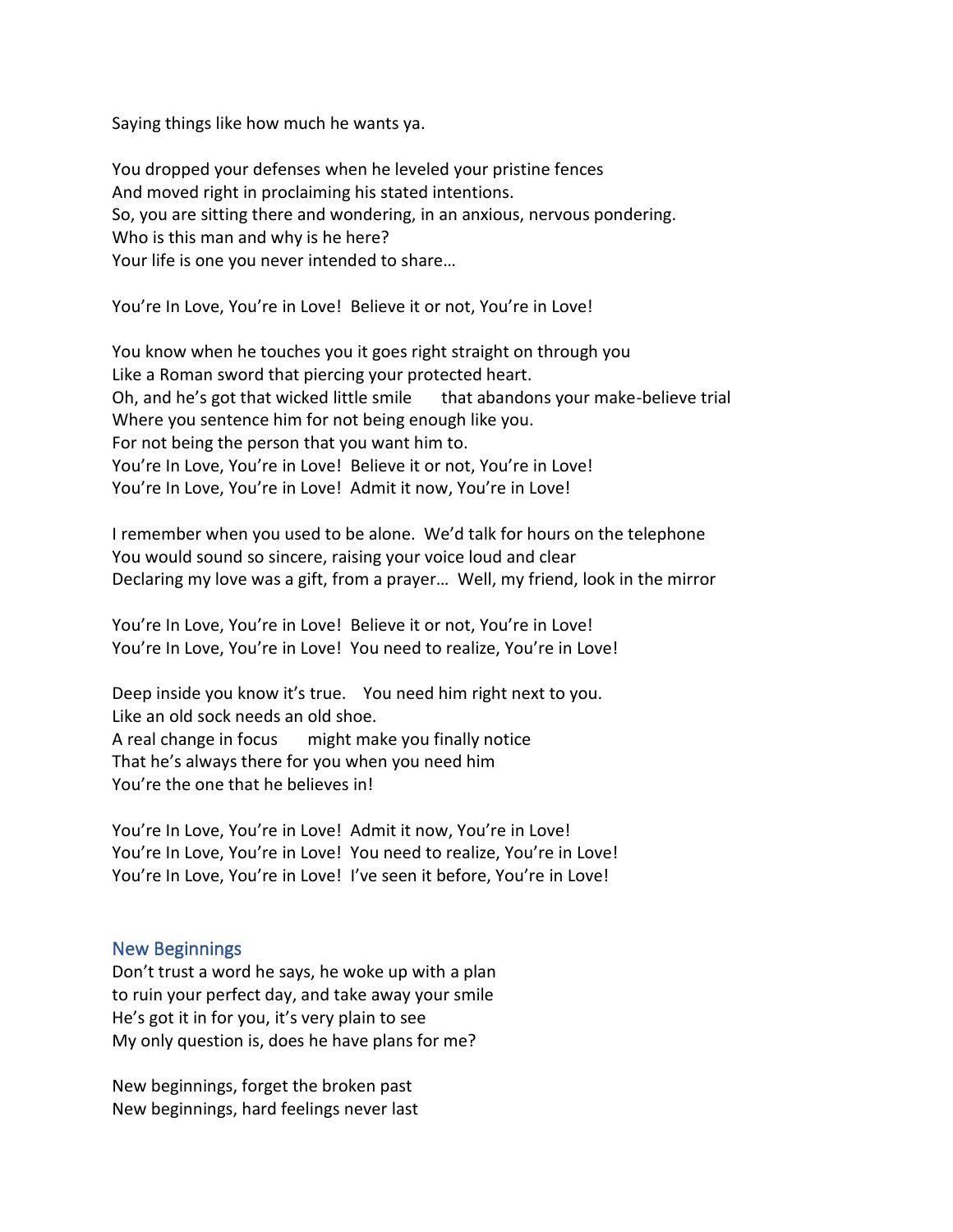Saying things like how much he wants ya.

You dropped your defenses when he leveled your pristine fences
And moved right in proclaiming his stated intentions.
So, you are sitting there and wondering, in an anxious, nervous pondering.
Who is this man and why is he here?
Your life is one you never intended to share…

You're In Love, You're in Love! Believe it or not, You're in Love!

You know when he touches you it goes right straight on through you
Like a Roman sword that piercing your protected heart.
Oh, and he's got that wicked little smile that abandons your make-believe trial
Where you sentence him for not being enough like you.
For not being the person that you want him to.
You're In Love, You're in Love! Believe it or not, You're in Love!
You're In Love, You're in Love! Admit it now, You're in Love!

I remember when you used to be alone. We'd talk for hours on the telephone
You would sound so sincere, raising your voice loud and clear
Declaring my love was a gift, from a prayer… Well, my friend, look in the mirror

You're In Love, You're in Love! Believe it or not, You're in Love!
You're In Love, You're in Love! You need to realize, You're in Love!

Deep inside you know it's true. You need him right next to you.
Like an old sock needs an old shoe.
A real change in focus might make you finally notice
That he's always there for you when you need him
You're the one that he believes in!

You're In Love, You're in Love! Admit it now, You're in Love!
You're In Love, You're in Love! You need to realize, You're in Love!
You're In Love, You're in Love! I've seen it before, You're in Love!

## New Beginnings

Don't trust a word he says, he woke up with a plan
to ruin your perfect day, and take away your smile
He's got it in for you, it's very plain to see
My only question is, does he have plans for me?

New beginnings, forget the broken past
New beginnings, hard feelings never last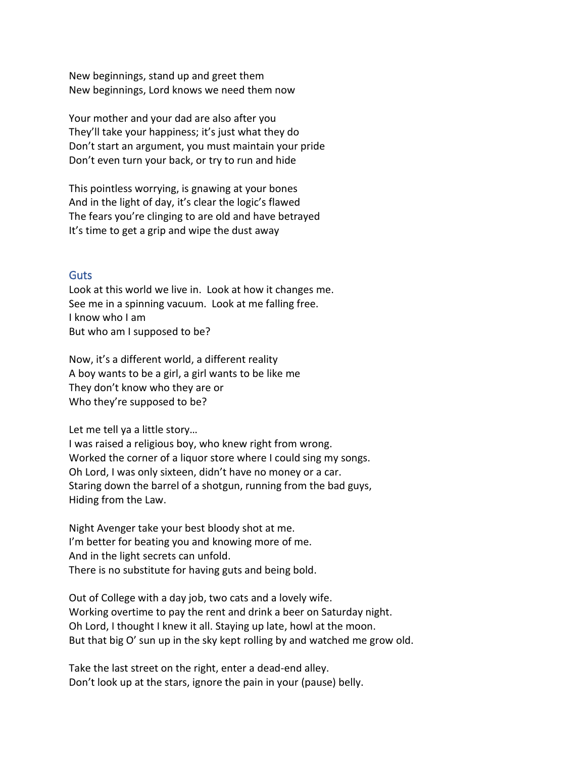New beginnings, stand up and greet them
New beginnings, Lord knows we need them now

Your mother and your dad are also after you
They'll take your happiness; it's just what they do
Don't start an argument, you must maintain your pride
Don't even turn your back, or try to run and hide

This pointless worrying, is gnawing at your bones
And in the light of day, it's clear the logic's flawed
The fears you're clinging to are old and have betrayed
It's time to get a grip and wipe the dust away

## Guts

Look at this world we live in. Look at how it changes me.
See me in a spinning vacuum. Look at me falling free.
I know who I am
But who am I supposed to be?

Now, it's a different world, a different reality
A boy wants to be a girl, a girl wants to be like me
They don't know who they are or
Who they're supposed to be?

Let me tell ya a little story…
I was raised a religious boy, who knew right from wrong.
Worked the corner of a liquor store where I could sing my songs.
Oh Lord, I was only sixteen, didn't have no money or a car.
Staring down the barrel of a shotgun, running from the bad guys,
Hiding from the Law.

Night Avenger take your best bloody shot at me.
I'm better for beating you and knowing more of me.
And in the light secrets can unfold.
There is no substitute for having guts and being bold.

Out of College with a day job, two cats and a lovely wife.
Working overtime to pay the rent and drink a beer on Saturday night.
Oh Lord, I thought I knew it all. Staying up late, howl at the moon.
But that big O' sun up in the sky kept rolling by and watched me grow old.

Take the last street on the right, enter a dead-end alley.
Don't look up at the stars, ignore the pain in your (pause) belly.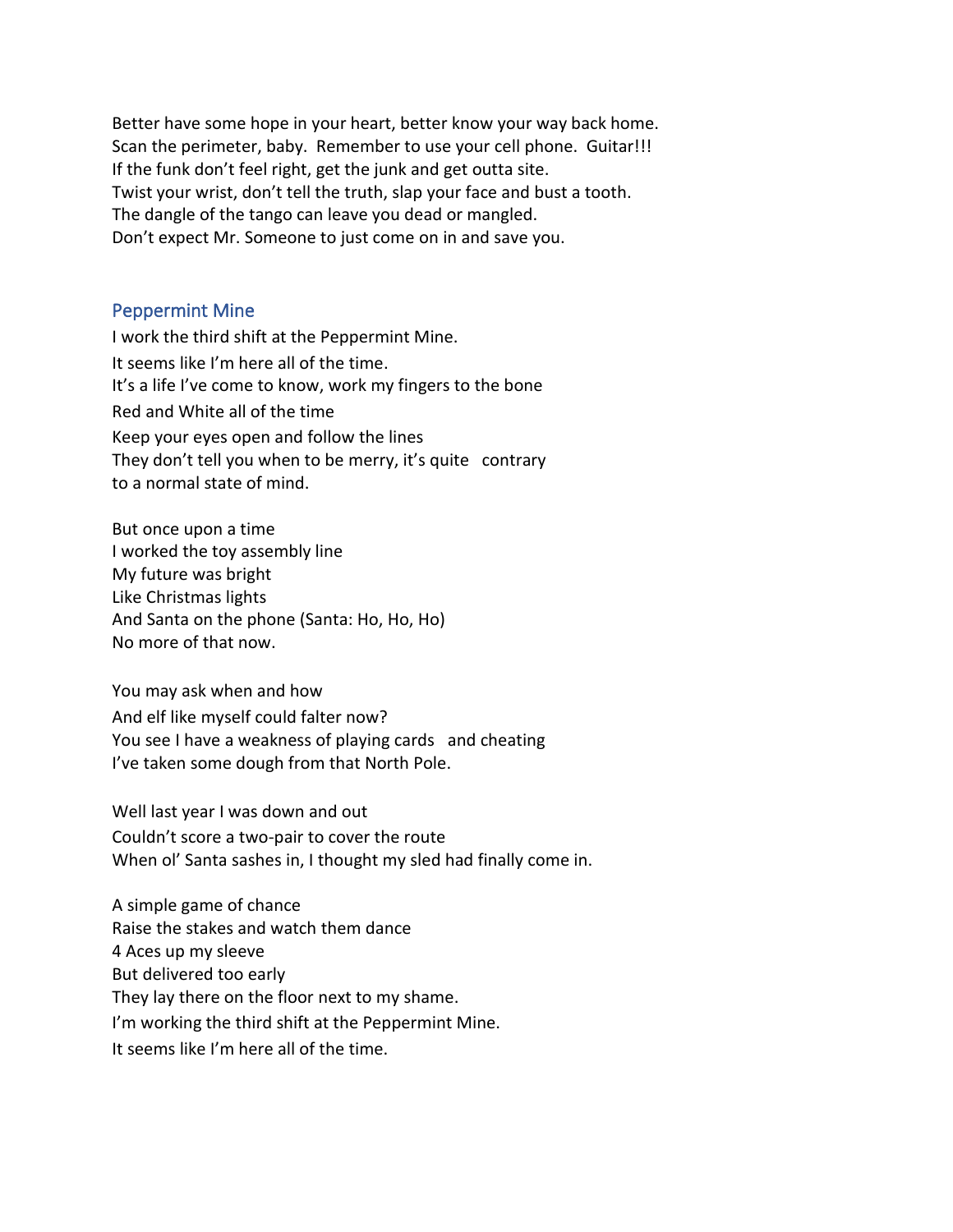Better have some hope in your heart, better know your way back home.
Scan the perimeter, baby. Remember to use your cell phone. Guitar!!!
If the funk don't feel right, get the junk and get outta site.
Twist your wrist, don't tell the truth, slap your face and bust a tooth.
The dangle of the tango can leave you dead or mangled.
Don't expect Mr. Someone to just come on in and save you.

## Peppermint Mine

I work the third shift at the Peppermint Mine.
It seems like I'm here all of the time.
It's a life I've come to know, work my fingers to the bone
Red and White all of the time
Keep your eyes open and follow the lines
They don't tell you when to be merry, it's quite contrary
to a normal state of mind.

But once upon a time
I worked the toy assembly line
My future was bright
Like Christmas lights
And Santa on the phone (Santa: Ho, Ho, Ho)
No more of that now.

You may ask when and how
And elf like myself could falter now?
You see I have a weakness of playing cards and cheating
I've taken some dough from that North Pole.

Well last year I was down and out
Couldn't score a two-pair to cover the route
When ol' Santa sashes in, I thought my sled had finally come in.

A simple game of chance
Raise the stakes and watch them dance
4 Aces up my sleeve
But delivered too early
They lay there on the floor next to my shame.
I'm working the third shift at the Peppermint Mine.
It seems like I'm here all of the time.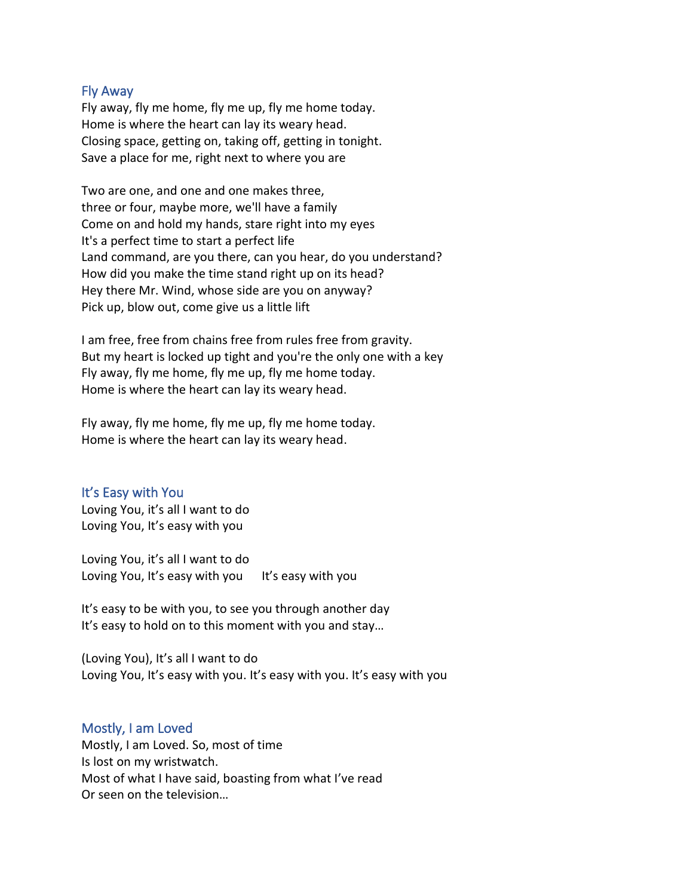## Fly Away

Fly away, fly me home, fly me up, fly me home today.
Home is where the heart can lay its weary head.
Closing space, getting on, taking off, getting in tonight.
Save a place for me, right next to where you are

Two are one, and one and one makes three,
three or four, maybe more, we'll have a family
Come on and hold my hands, stare right into my eyes
It's a perfect time to start a perfect life
Land command, are you there, can you hear, do you understand?
How did you make the time stand right up on its head?
Hey there Mr. Wind, whose side are you on anyway?
Pick up, blow out, come give us a little lift

I am free, free from chains free from rules free from gravity.
But my heart is locked up tight and you're the only one with a key
Fly away, fly me home, fly me up, fly me home today.
Home is where the heart can lay its weary head.

Fly away, fly me home, fly me up, fly me home today.
Home is where the heart can lay its weary head.

## It's Easy with You

Loving You, it's all I want to do
Loving You, It's easy with you

Loving You, it's all I want to do
Loving You, It's easy with you     It's easy with you

It's easy to be with you, to see you through another day
It's easy to hold on to this moment with you and stay…

(Loving You), It's all I want to do
Loving You, It's easy with you. It's easy with you. It's easy with you

## Mostly, I am Loved

Mostly, I am Loved. So, most of time
Is lost on my wristwatch.
Most of what I have said, boasting from what I've read
Or seen on the television…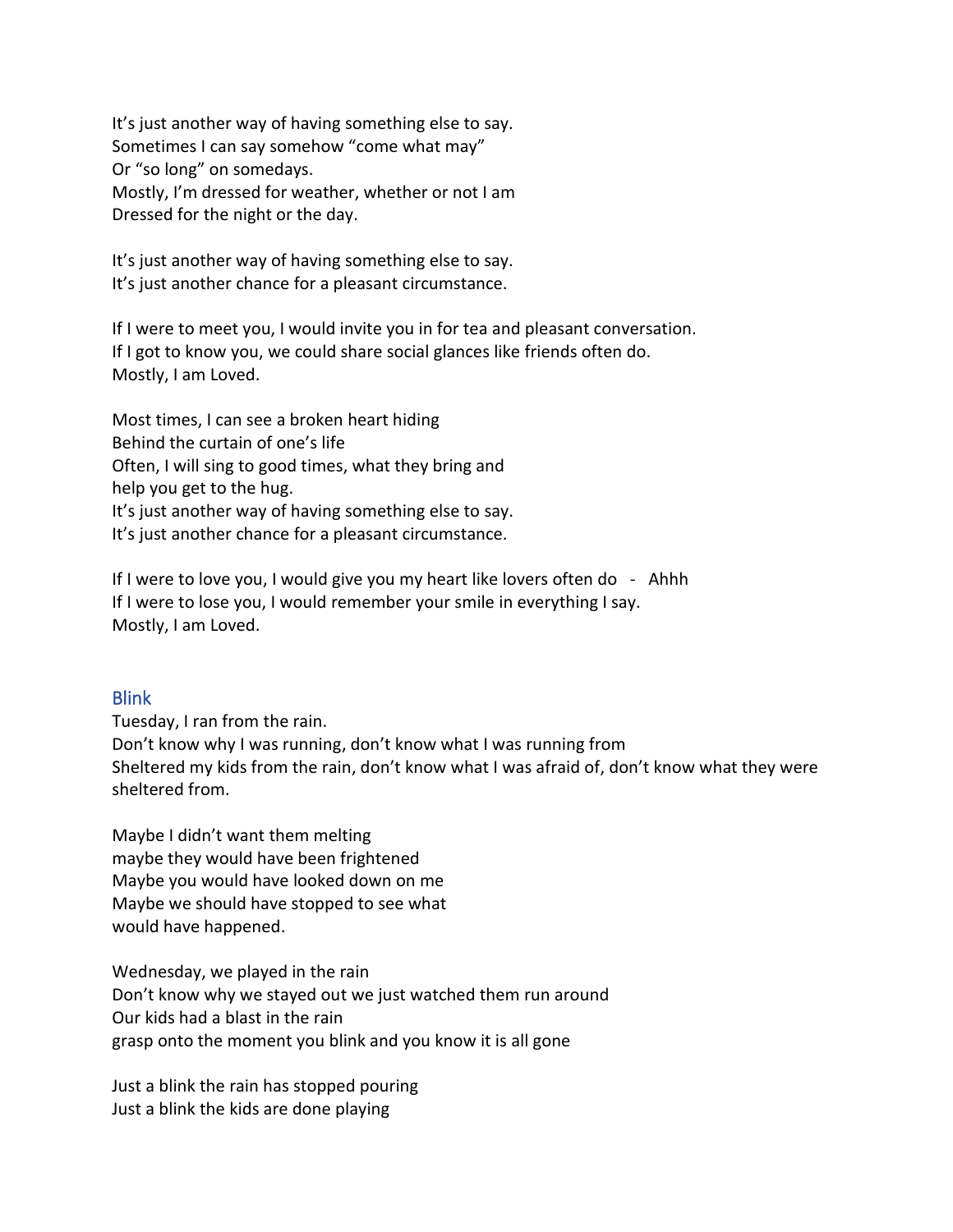It's just another way of having something else to say.
Sometimes I can say somehow "come what may"
Or "so long" on somedays.
Mostly, I'm dressed for weather, whether or not I am
Dressed for the night or the day.

It's just another way of having something else to say.
It's just another chance for a pleasant circumstance.

If I were to meet you, I would invite you in for tea and pleasant conversation.
If I got to know you, we could share social glances like friends often do.
Mostly, I am Loved.

Most times, I can see a broken heart hiding
Behind the curtain of one's life
Often, I will sing to good times, what they bring and
help you get to the hug.
It's just another way of having something else to say.
It's just another chance for a pleasant circumstance.

If I were to love you, I would give you my heart like lovers often do - Ahhh
If I were to lose you, I would remember your smile in everything I say.
Mostly, I am Loved.

## Blink

Tuesday, I ran from the rain.
Don't know why I was running, don't know what I was running from
Sheltered my kids from the rain, don't know what I was afraid of, don't know what they were sheltered from.

Maybe I didn't want them melting
maybe they would have been frightened
Maybe you would have looked down on me
Maybe we should have stopped to see what
would have happened.

Wednesday, we played in the rain
Don't know why we stayed out we just watched them run around
Our kids had a blast in the rain
grasp onto the moment you blink and you know it is all gone

Just a blink the rain has stopped pouring
Just a blink the kids are done playing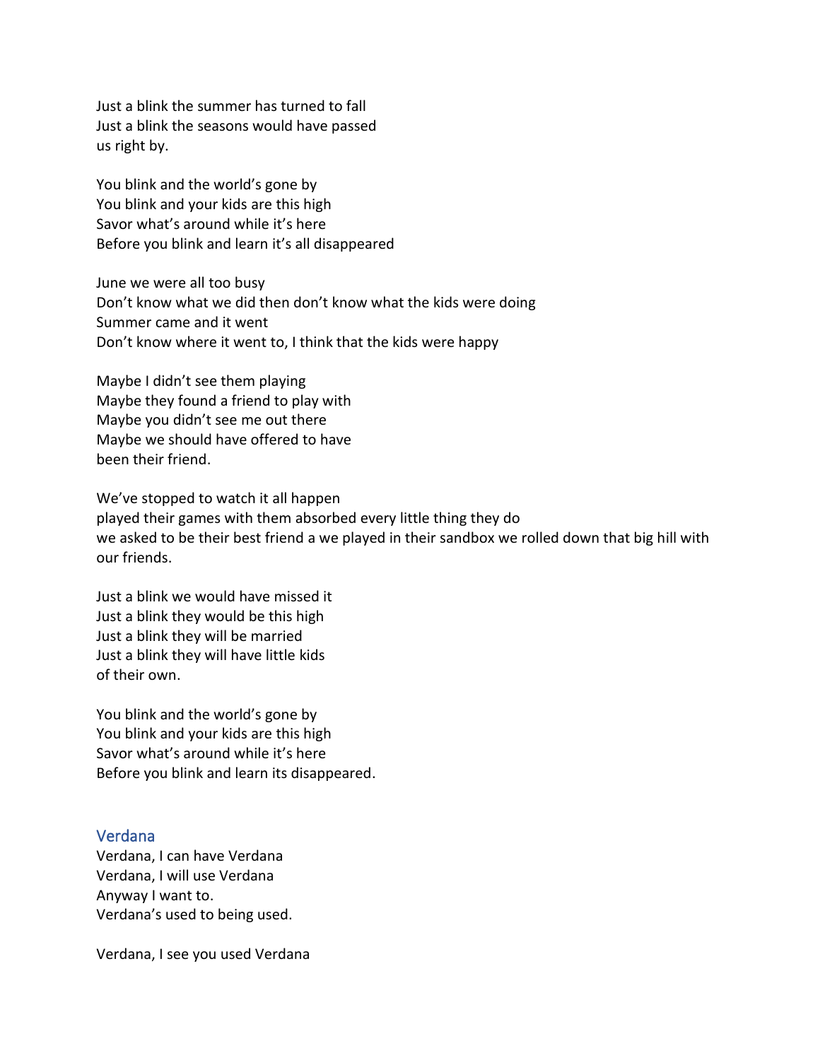Just a blink the summer has turned to fall
Just a blink the seasons would have passed
us right by.

You blink and the world's gone by
You blink and your kids are this high
Savor what's around while it's here
Before you blink and learn it's all disappeared

June we were all too busy
Don't know what we did then don't know what the kids were doing
Summer came and it went
Don't know where it went to, I think that the kids were happy

Maybe I didn't see them playing
Maybe they found a friend to play with
Maybe you didn't see me out there
Maybe we should have offered to have
been their friend.

We've stopped to watch it all happen
played their games with them absorbed every little thing they do
we asked to be their best friend a we played in their sandbox we rolled down that big hill with our friends.

Just a blink we would have missed it
Just a blink they would be this high
Just a blink they will be married
Just a blink they will have little kids
of their own.

You blink and the world's gone by
You blink and your kids are this high
Savor what's around while it's here
Before you blink and learn its disappeared.

## Verdana

Verdana, I can have Verdana
Verdana, I will use Verdana
Anyway I want to.
Verdana's used to being used.

Verdana, I see you used Verdana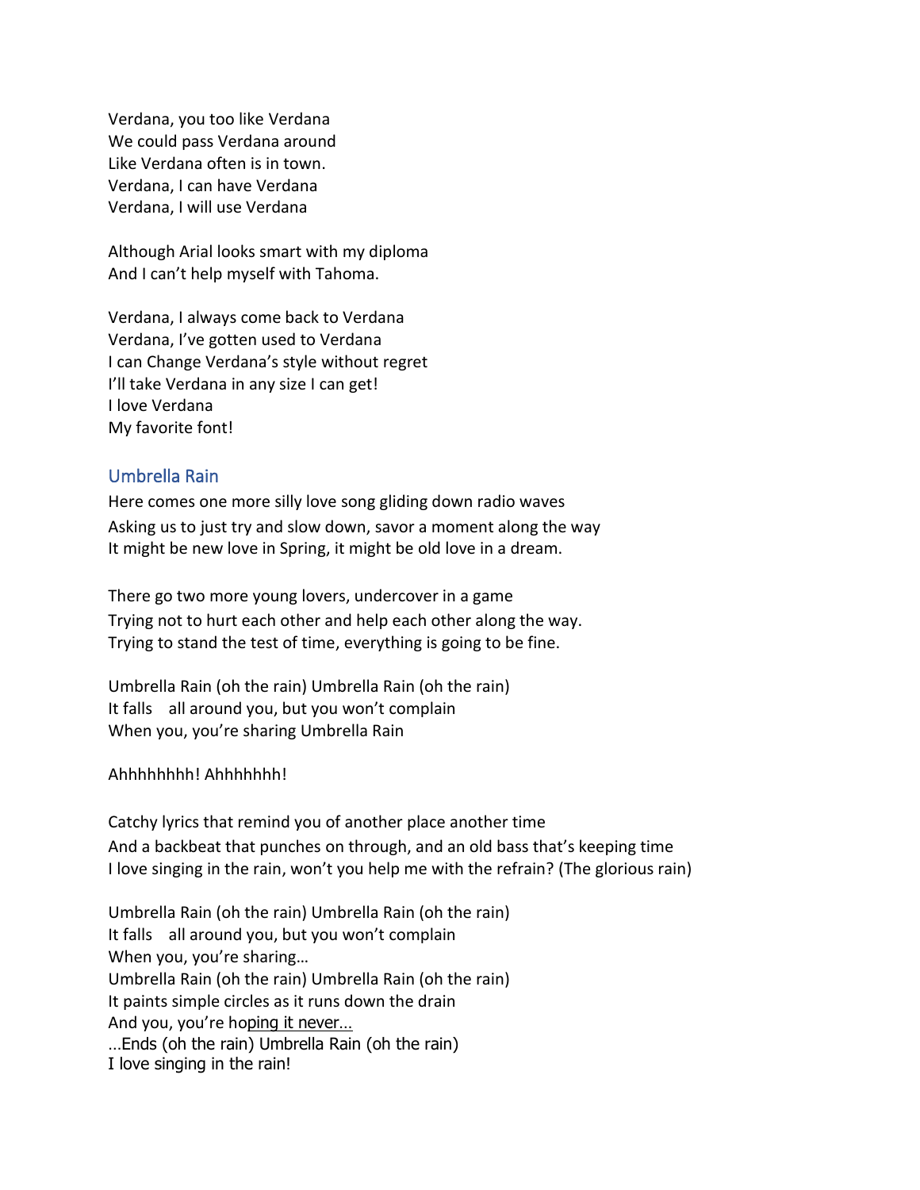Verdana, you too like Verdana
We could pass Verdana around
Like Verdana often is in town.
Verdana, I can have Verdana
Verdana, I will use Verdana

Although Arial looks smart with my diploma
And I can't help myself with Tahoma.

Verdana, I always come back to Verdana
Verdana, I've gotten used to Verdana
I can Change Verdana's style without regret
I'll take Verdana in any size I can get!
I love Verdana
My favorite font!

## Umbrella Rain

Here comes one more silly love song gliding down radio waves
Asking us to just try and slow down, savor a moment along the way
It might be new love in Spring, it might be old love in a dream.

There go two more young lovers, undercover in a game
Trying not to hurt each other and help each other along the way.
Trying to stand the test of time, everything is going to be fine.

Umbrella Rain (oh the rain) Umbrella Rain (oh the rain)
It falls all around you, but you won't complain
When you, you're sharing Umbrella Rain

Ahhhhhhhh! Ahhhhhhh!

Catchy lyrics that remind you of another place another time
And a backbeat that punches on through, and an old bass that's keeping time
I love singing in the rain, won't you help me with the refrain? (The glorious rain)

Umbrella Rain (oh the rain) Umbrella Rain (oh the rain)
It falls all around you, but you won't complain
When you, you're sharing…
Umbrella Rain (oh the rain) Umbrella Rain (oh the rain)
It paints simple circles as it runs down the drain
And you, you're hoping it never…
…Ends (oh the rain) Umbrella Rain (oh the rain)
I love singing in the rain!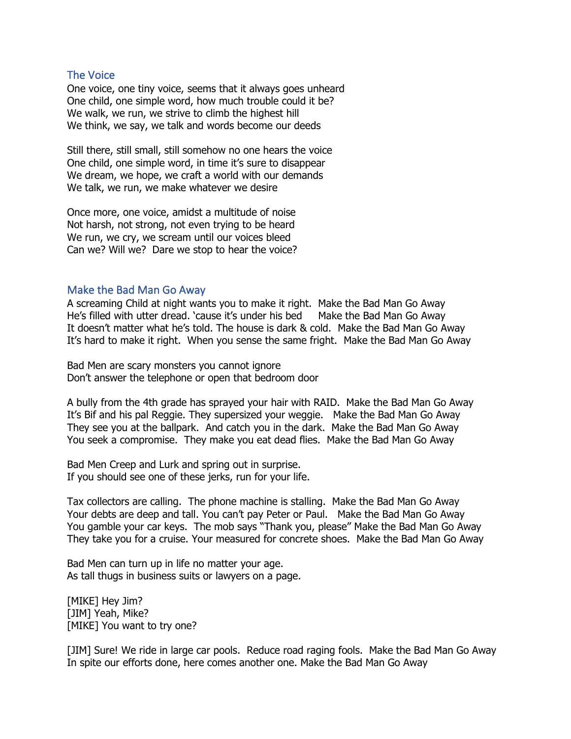## The Voice

One voice, one tiny voice, seems that it always goes unheard
One child, one simple word, how much trouble could it be?
We walk, we run, we strive to climb the highest hill
We think, we say, we talk and words become our deeds

Still there, still small, still somehow no one hears the voice
One child, one simple word, in time it's sure to disappear
We dream, we hope, we craft a world with our demands
We talk, we run, we make whatever we desire

Once more, one voice, amidst a multitude of noise
Not harsh, not strong, not even trying to be heard
We run, we cry, we scream until our voices bleed
Can we? Will we? Dare we stop to hear the voice?

## Make the Bad Man Go Away

A screaming Child at night wants you to make it right. Make the Bad Man Go Away
He's filled with utter dread. 'cause it's under his bed Make the Bad Man Go Away
It doesn't matter what he's told. The house is dark & cold. Make the Bad Man Go Away
It's hard to make it right. When you sense the same fright. Make the Bad Man Go Away

Bad Men are scary monsters you cannot ignore
Don't answer the telephone or open that bedroom door

A bully from the 4th grade has sprayed your hair with RAID. Make the Bad Man Go Away
It's Bif and his pal Reggie. They supersized your weggie. Make the Bad Man Go Away
They see you at the ballpark. And catch you in the dark. Make the Bad Man Go Away
You seek a compromise. They make you eat dead flies. Make the Bad Man Go Away

Bad Men Creep and Lurk and spring out in surprise.
If you should see one of these jerks, run for your life.

Tax collectors are calling. The phone machine is stalling. Make the Bad Man Go Away
Your debts are deep and tall. You can't pay Peter or Paul. Make the Bad Man Go Away
You gamble your car keys. The mob says "Thank you, please" Make the Bad Man Go Away
They take you for a cruise. Your measured for concrete shoes. Make the Bad Man Go Away

Bad Men can turn up in life no matter your age.
As tall thugs in business suits or lawyers on a page.

[MIKE] Hey Jim?
[JIM] Yeah, Mike?
[MIKE] You want to try one?

[JIM] Sure! We ride in large car pools. Reduce road raging fools. Make the Bad Man Go Away
In spite our efforts done, here comes another one. Make the Bad Man Go Away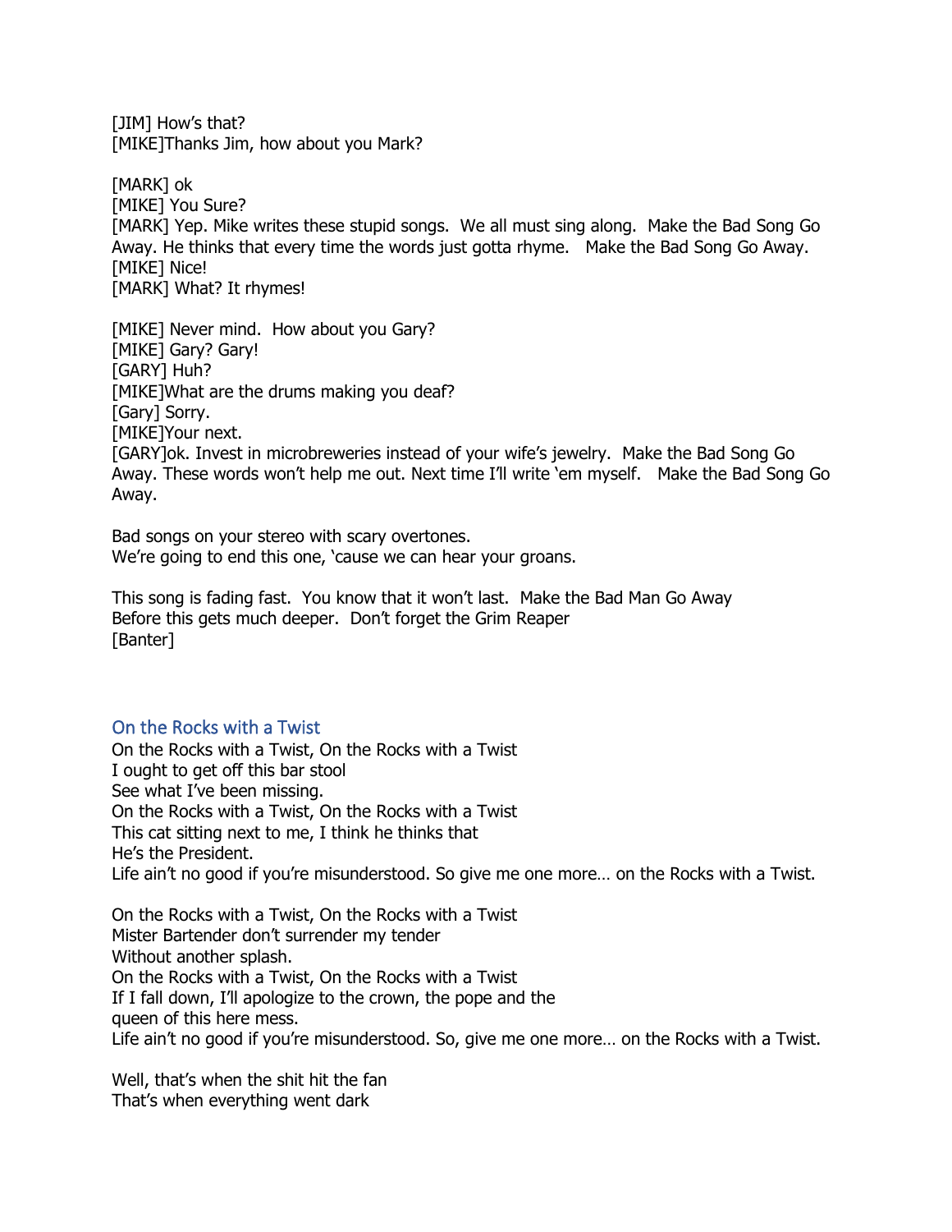[JIM] How's that?
[MIKE]Thanks Jim, how about you Mark?

[MARK] ok
[MIKE] You Sure?
[MARK] Yep. Mike writes these stupid songs. We all must sing along. Make the Bad Song Go Away. He thinks that every time the words just gotta rhyme. Make the Bad Song Go Away.
[MIKE] Nice!
[MARK] What? It rhymes!

[MIKE] Never mind. How about you Gary?
[MIKE] Gary? Gary!
[GARY] Huh?
[MIKE]What are the drums making you deaf?
[Gary] Sorry.
[MIKE]Your next.
[GARY]ok. Invest in microbreweries instead of your wife's jewelry. Make the Bad Song Go Away. These words won't help me out. Next time I'll write 'em myself. Make the Bad Song Go Away.

Bad songs on your stereo with scary overtones.
We're going to end this one, 'cause we can hear your groans.

This song is fading fast. You know that it won't last. Make the Bad Man Go Away
Before this gets much deeper. Don't forget the Grim Reaper
[Banter]

## On the Rocks with a Twist

On the Rocks with a Twist, On the Rocks with a Twist
I ought to get off this bar stool
See what I've been missing.
On the Rocks with a Twist, On the Rocks with a Twist
This cat sitting next to me, I think he thinks that
He's the President.
Life ain't no good if you're misunderstood. So give me one more… on the Rocks with a Twist.

On the Rocks with a Twist, On the Rocks with a Twist
Mister Bartender don't surrender my tender
Without another splash.
On the Rocks with a Twist, On the Rocks with a Twist
If I fall down, I'll apologize to the crown, the pope and the
queen of this here mess.
Life ain't no good if you're misunderstood. So, give me one more… on the Rocks with a Twist.

Well, that's when the shit hit the fan
That's when everything went dark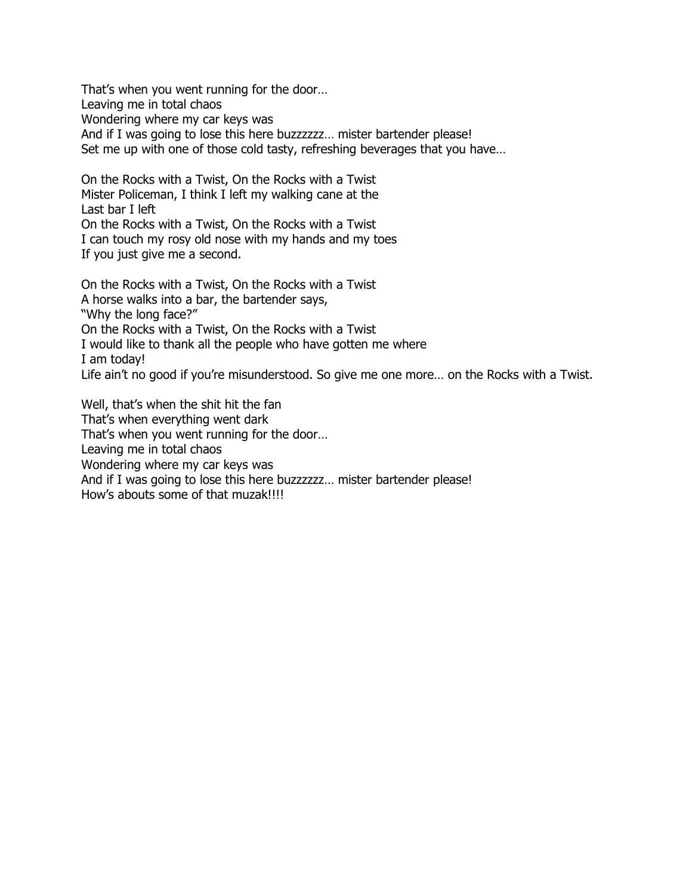That's when you went running for the door…
Leaving me in total chaos
Wondering where my car keys was
And if I was going to lose this here buzzzzzz… mister bartender please!
Set me up with one of those cold tasty, refreshing beverages that you have…

On the Rocks with a Twist, On the Rocks with a Twist
Mister Policeman, I think I left my walking cane at the
Last bar I left
On the Rocks with a Twist, On the Rocks with a Twist
I can touch my rosy old nose with my hands and my toes
If you just give me a second.

On the Rocks with a Twist, On the Rocks with a Twist
A horse walks into a bar, the bartender says,
"Why the long face?"
On the Rocks with a Twist, On the Rocks with a Twist
I would like to thank all the people who have gotten me where
I am today!
Life ain't no good if you're misunderstood. So give me one more… on the Rocks with a Twist.

Well, that's when the shit hit the fan
That's when everything went dark
That's when you went running for the door…
Leaving me in total chaos
Wondering where my car keys was
And if I was going to lose this here buzzzzzz… mister bartender please!
How's abouts some of that muzak!!!!